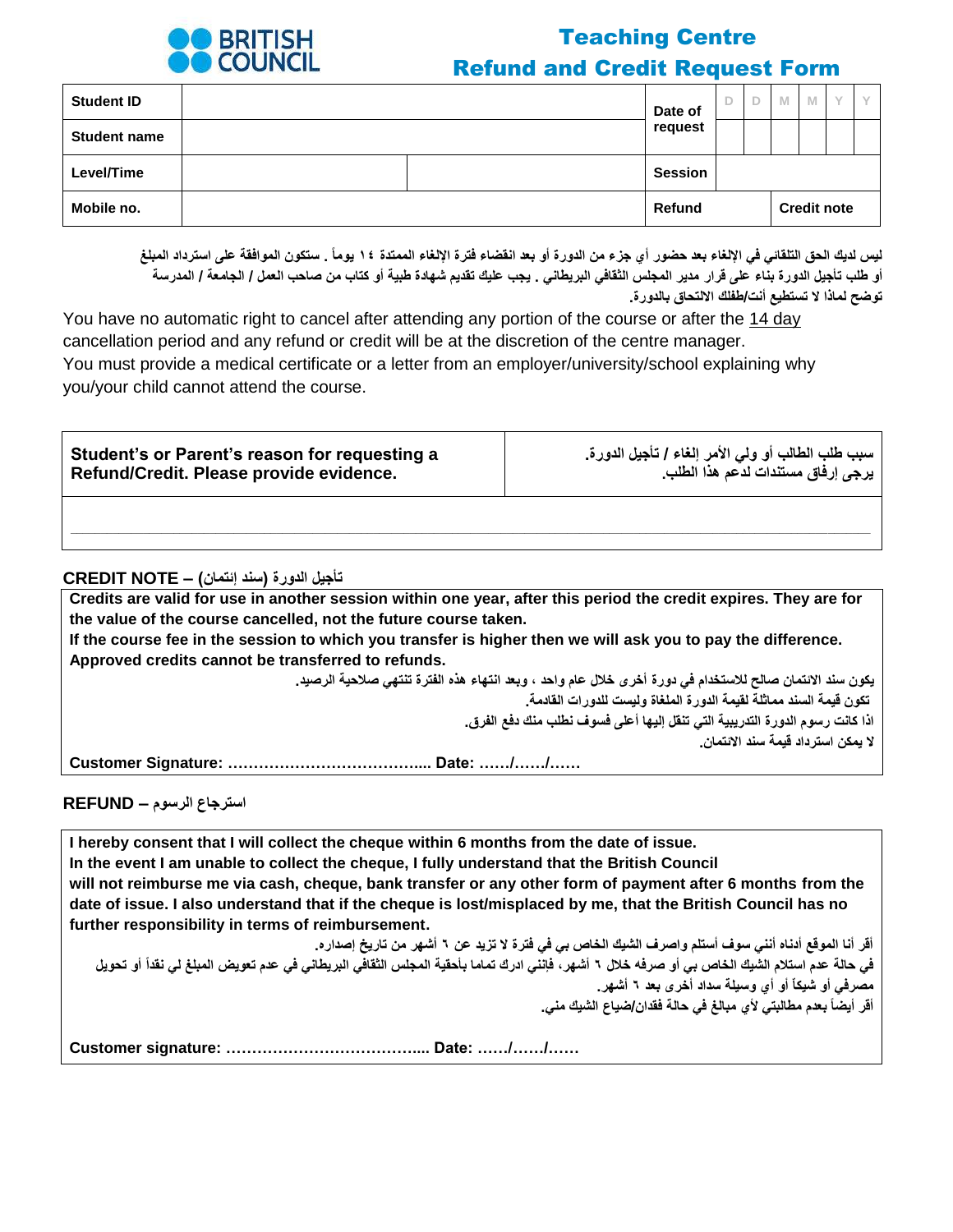BRITISH COUNCIL

# Teaching Centre
# Refund and Credit Request Form

| Student ID | | | Date of request | D | D | M | M | Y | Y |
|---|---|---|---|---|---|---|---|---|---|
| Student name | | | | | | | | | |
| Level/Time | | | Session | | | | | | |
| Mobile no. | | | Refund | | | Credit note | | | |

ليس لديك الحق التلقائي في الإلغاء بعد حضور أي جزء من الدورة أو بعد انقضاء فترة الإلغاء الممتدة ١٤ يوماً . ستكون الموافقة على استرداد المبلغ أو طلب تأجيل الدورة بناء على قرار مدير المجلس الثقافي البريطاني . يجب عليك تقديم شهادة طبية أو كتاب من صاحب العمل / الجامعة / المدرسة توضح لماذا لا تستطيع أنت/طفلك الالتحاق بالدورة.

You have no automatic right to cancel after attending any portion of the course or after the 14 day cancellation period and any refund or credit will be at the discretion of the centre manager.
You must provide a medical certificate or a letter from an employer/university/school explaining why you/your child cannot attend the course.

| **Student's or Parent's reason for requesting a Refund/Credit. Please provide evidence.** | سبب طلب الطالب أو ولي الأمر إلغاء / تأجيل الدورة. يرجى إرفاق مستندات لدعم هذا الطلب. |
|---|---|
| | |

## CREDIT NOTE – تأجيل الدورة (سند إئتمان)

**Credits are valid for use in another session within one year, after this period the credit expires. They are for the value of the course cancelled, not the future course taken.**
**If the course fee in the session to which you transfer is higher then we will ask you to pay the difference.**
**Approved credits cannot be transferred to refunds.**

يكون سند الائتمان صالح للاستخدام في دورة أخرى خلال عام واحد ، وبعد انتهاء هذه الفترة تنتهي صلاحية الرصيد.
تكون قيمة السند مماثلة لقيمة الدورة الملغاة وليست للدورات القادمة.
اذا كانت رسوم الدورة التدريبية التي تنقل إليها أعلى فسوف نطلب منك دفع الفرق.
لا يمكن استرداد قيمة سند الائتمان.

**Customer Signature: ………………………………... Date: ……/……/……**

## REFUND – استرجاع الرسوم

**I hereby consent that I will collect the cheque within 6 months from the date of issue.**
**In the event I am unable to collect the cheque, I fully understand that the British Council will not reimburse me via cash, cheque, bank transfer or any other form of payment after 6 months from the date of issue. I also understand that if the cheque is lost/misplaced by me, that the British Council has no further responsibility in terms of reimbursement.**

أقر أنا الموقع أدناه أنني سوف أستلم واصرف الشيك الخاص بي في فترة لا تزيد عن ٦ أشهر من تاريخ إصداره.
في حالة عدم استلام الشيك الخاص بي أو صرفه خلال ٦ أشهر، فإنني ادرك تماما بأحقية المجلس الثقافي البريطاني في عدم تعويض المبلغ لي نقداً أو تحويل مصرفي أو شيكاً أو أي وسيلة سداد أخرى بعد ٦ أشهر.
أقر أيضاً بعدم مطالبتي لأي مبالغ في حالة فقدان/ضياع الشيك مني.

**Customer signature: ………………………………... Date: ……/……/……**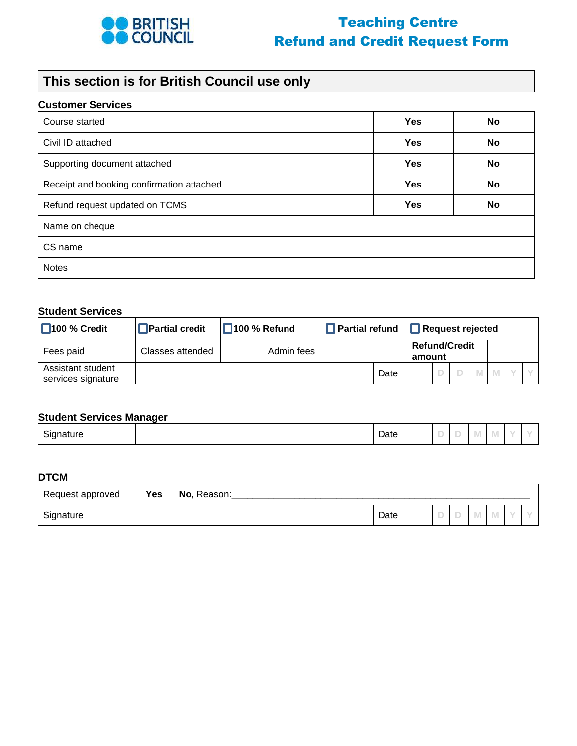BRITISH COUNCIL

# Teaching Centre
# Refund and Credit Request Form

## This section is for British Council use only

### Customer Services

| | | |
|---|---|---|
| Course started | **Yes** | **No** |
| Civil ID attached | **Yes** | **No** |
| Supporting document attached | **Yes** | **No** |
| Receipt and booking confirmation attached | **Yes** | **No** |
| Refund request updated on TCMS | **Yes** | **No** |
| Name on cheque | | |
| CS name | | |
| Notes | | |

### Student Services

| | | | | | | | |
|---|---|---|---|---|---|---|---|
| ☐ **100 % Credit** | | ☐ **Partial credit** | ☐ **100 % Refund** | | ☐ **Partial refund** | ☐ **Request rejected** | |
| Fees paid | | Classes attended | | Admin fees | | **Refund/Credit amount** | |
| Assistant student services signature | | | | | Date | D D M M Y Y | |

### Student Services Manager

| | | | |
|---|---|---|---|
| Signature | | Date | D D M M Y Y |

### DTCM

| | | | | |
|---|---|---|---|---|
| Request approved | **Yes** | **No**, Reason:___________________________________________________________ | | |
| Signature | | | Date | D D M M Y Y |